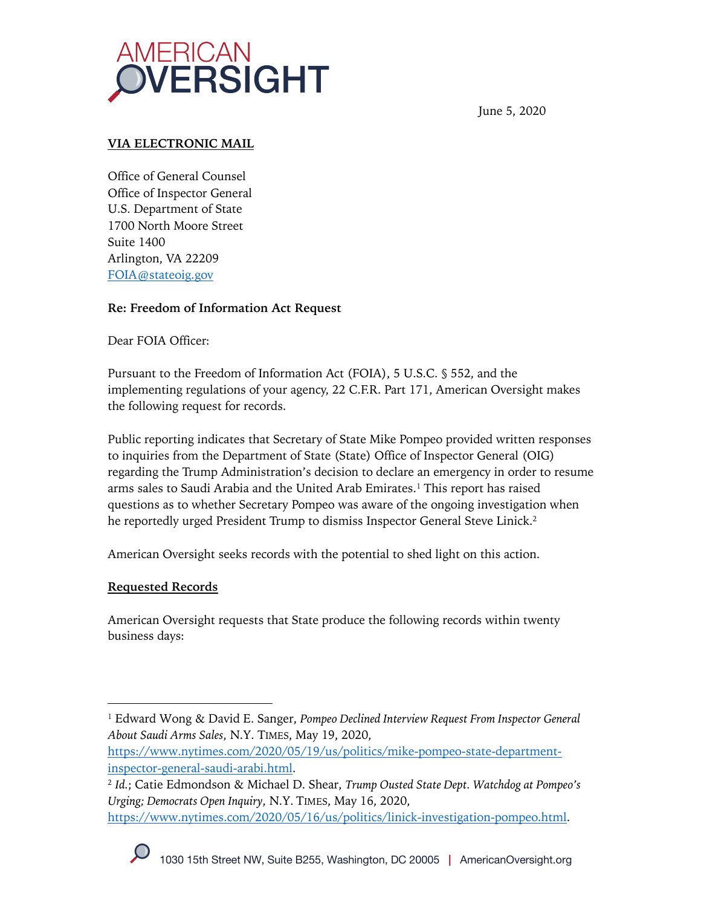AMERICAN OVERSIGHT

June 5, 2020

**VIA ELECTRONIC MAIL**

Office of General Counsel
Office of Inspector General
U.S. Department of State
1700 North Moore Street
Suite 1400
Arlington, VA 22209
FOIA@stateoig.gov

**Re: Freedom of Information Act Request**

Dear FOIA Officer:

Pursuant to the Freedom of Information Act (FOIA), 5 U.S.C. § 552, and the implementing regulations of your agency, 22 C.F.R. Part 171, American Oversight makes the following request for records.

Public reporting indicates that Secretary of State Mike Pompeo provided written responses to inquiries from the Department of State (State) Office of Inspector General (OIG) regarding the Trump Administration's decision to declare an emergency in order to resume arms sales to Saudi Arabia and the United Arab Emirates.[1] This report has raised questions as to whether Secretary Pompeo was aware of the ongoing investigation when he reportedly urged President Trump to dismiss Inspector General Steve Linick.[2]

American Oversight seeks records with the potential to shed light on this action.

**Requested Records**

American Oversight requests that State produce the following records within twenty business days:

---

[1] Edward Wong & David E. Sanger, *Pompeo Declined Interview Request From Inspector General About Saudi Arms Sales*, N.Y. TIMES, May 19, 2020, https://www.nytimes.com/2020/05/19/us/politics/mike-pompeo-state-department-inspector-general-saudi-arabi.html.

[2] *Id.*; Catie Edmondson & Michael D. Shear, *Trump Ousted State Dept. Watchdog at Pompeo's Urging; Democrats Open Inquiry*, N.Y. TIMES, May 16, 2020, https://www.nytimes.com/2020/05/16/us/politics/linick-investigation-pompeo.html.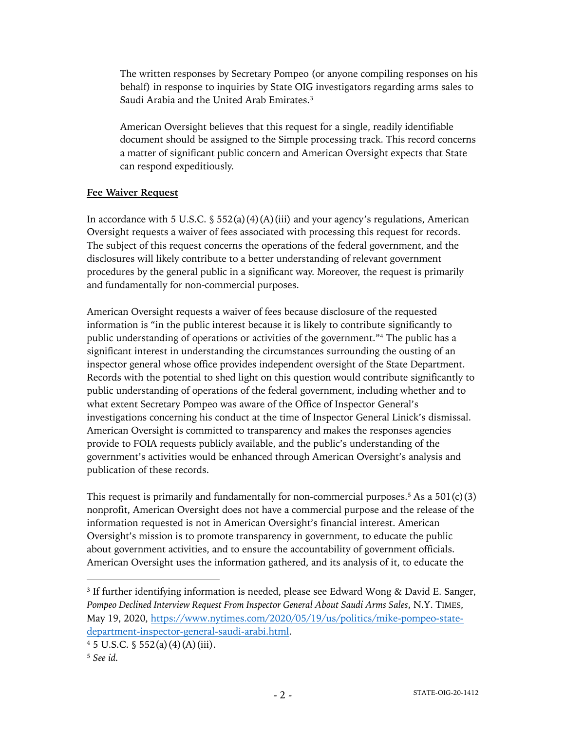The written responses by Secretary Pompeo (or anyone compiling responses on his behalf) in response to inquiries by State OIG investigators regarding arms sales to Saudi Arabia and the United Arab Emirates.[3]

American Oversight believes that this request for a single, readily identifiable document should be assigned to the Simple processing track. This record concerns a matter of significant public concern and American Oversight expects that State can respond expeditiously.

**Fee Waiver Request**

In accordance with 5 U.S.C. § 552(a)(4)(A)(iii) and your agency's regulations, American Oversight requests a waiver of fees associated with processing this request for records. The subject of this request concerns the operations of the federal government, and the disclosures will likely contribute to a better understanding of relevant government procedures by the general public in a significant way. Moreover, the request is primarily and fundamentally for non-commercial purposes.

American Oversight requests a waiver of fees because disclosure of the requested information is "in the public interest because it is likely to contribute significantly to public understanding of operations or activities of the government."[4] The public has a significant interest in understanding the circumstances surrounding the ousting of an inspector general whose office provides independent oversight of the State Department. Records with the potential to shed light on this question would contribute significantly to public understanding of operations of the federal government, including whether and to what extent Secretary Pompeo was aware of the Office of Inspector General's investigations concerning his conduct at the time of Inspector General Linick's dismissal. American Oversight is committed to transparency and makes the responses agencies provide to FOIA requests publicly available, and the public's understanding of the government's activities would be enhanced through American Oversight's analysis and publication of these records.

This request is primarily and fundamentally for non-commercial purposes.[5] As a 501(c)(3) nonprofit, American Oversight does not have a commercial purpose and the release of the information requested is not in American Oversight's financial interest. American Oversight's mission is to promote transparency in government, to educate the public about government activities, and to ensure the accountability of government officials. American Oversight uses the information gathered, and its analysis of it, to educate the

---

[3] If further identifying information is needed, please see Edward Wong & David E. Sanger, *Pompeo Declined Interview Request From Inspector General About Saudi Arms Sales*, N.Y. TIMES, May 19, 2020, https://www.nytimes.com/2020/05/19/us/politics/mike-pompeo-state-department-inspector-general-saudi-arabi.html.

[4] 5 U.S.C. § 552(a)(4)(A)(iii).

[5] *See id.*

STATE-OIG-20-1412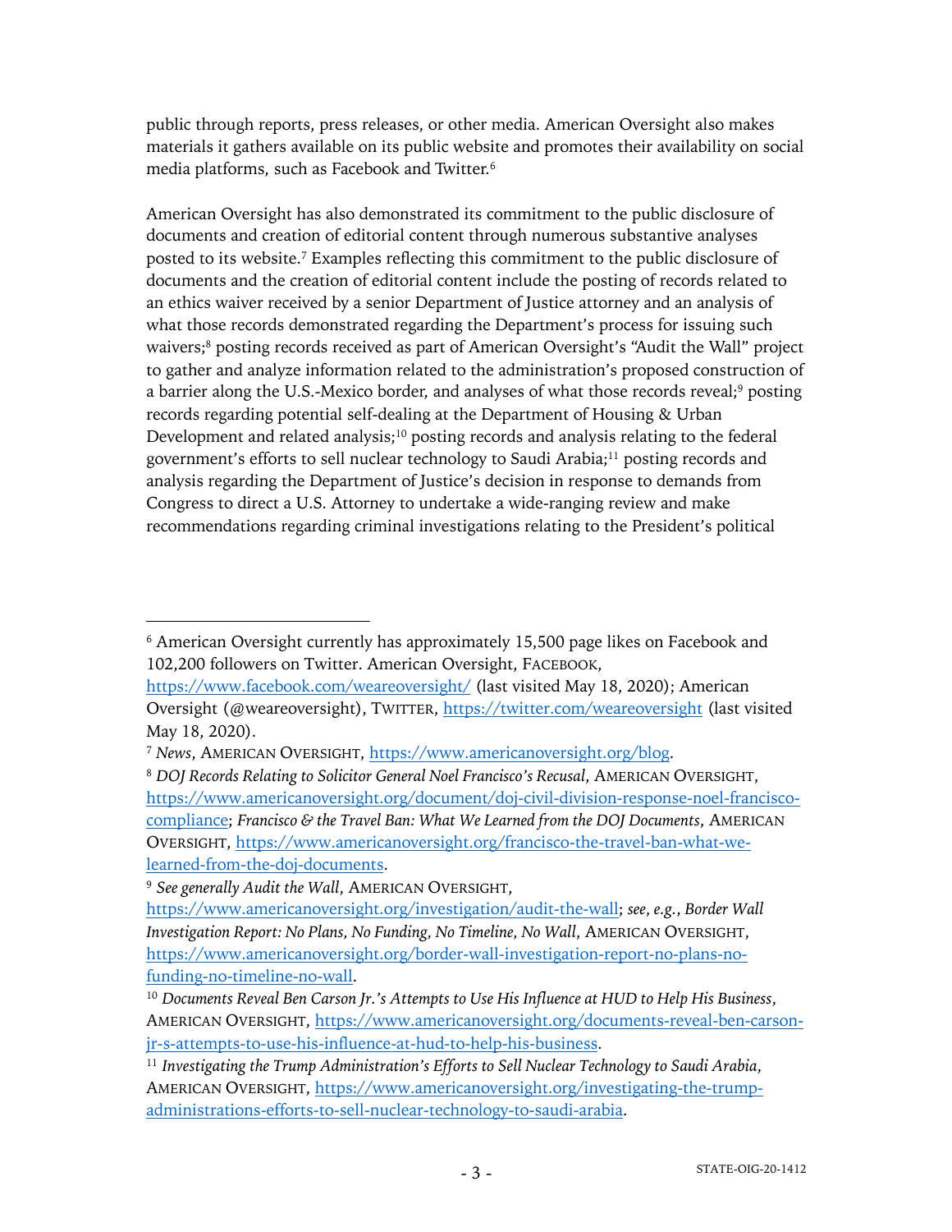public through reports, press releases, or other media. American Oversight also makes materials it gathers available on its public website and promotes their availability on social media platforms, such as Facebook and Twitter.[6]

American Oversight has also demonstrated its commitment to the public disclosure of documents and creation of editorial content through numerous substantive analyses posted to its website.[7] Examples reflecting this commitment to the public disclosure of documents and the creation of editorial content include the posting of records related to an ethics waiver received by a senior Department of Justice attorney and an analysis of what those records demonstrated regarding the Department's process for issuing such waivers;[8] posting records received as part of American Oversight's "Audit the Wall" project to gather and analyze information related to the administration's proposed construction of a barrier along the U.S.-Mexico border, and analyses of what those records reveal;[9] posting records regarding potential self-dealing at the Department of Housing & Urban Development and related analysis;[10] posting records and analysis relating to the federal government's efforts to sell nuclear technology to Saudi Arabia;[11] posting records and analysis regarding the Department of Justice's decision in response to demands from Congress to direct a U.S. Attorney to undertake a wide-ranging review and make recommendations regarding criminal investigations relating to the President's political

---

[6] American Oversight currently has approximately 15,500 page likes on Facebook and 102,200 followers on Twitter. American Oversight, FACEBOOK, https://www.facebook.com/weareoversight/ (last visited May 18, 2020); American Oversight (@weareoversight), TWITTER, https://twitter.com/weareoversight (last visited May 18, 2020).

[7] *News*, AMERICAN OVERSIGHT, https://www.americanoversight.org/blog.

[8] *DOJ Records Relating to Solicitor General Noel Francisco's Recusal*, AMERICAN OVERSIGHT, https://www.americanoversight.org/document/doj-civil-division-response-noel-francisco-compliance; *Francisco & the Travel Ban: What We Learned from the DOJ Documents*, AMERICAN OVERSIGHT, https://www.americanoversight.org/francisco-the-travel-ban-what-we-learned-from-the-doj-documents.

[9] *See generally Audit the Wall*, AMERICAN OVERSIGHT, https://www.americanoversight.org/investigation/audit-the-wall; *see, e.g.*, *Border Wall Investigation Report: No Plans, No Funding, No Timeline, No Wall*, AMERICAN OVERSIGHT, https://www.americanoversight.org/border-wall-investigation-report-no-plans-no-funding-no-timeline-no-wall.

[10] *Documents Reveal Ben Carson Jr.'s Attempts to Use His Influence at HUD to Help His Business*, AMERICAN OVERSIGHT, https://www.americanoversight.org/documents-reveal-ben-carson-jr-s-attempts-to-use-his-influence-at-hud-to-help-his-business.

[11] *Investigating the Trump Administration's Efforts to Sell Nuclear Technology to Saudi Arabia*, AMERICAN OVERSIGHT, https://www.americanoversight.org/investigating-the-trump-administrations-efforts-to-sell-nuclear-technology-to-saudi-arabia.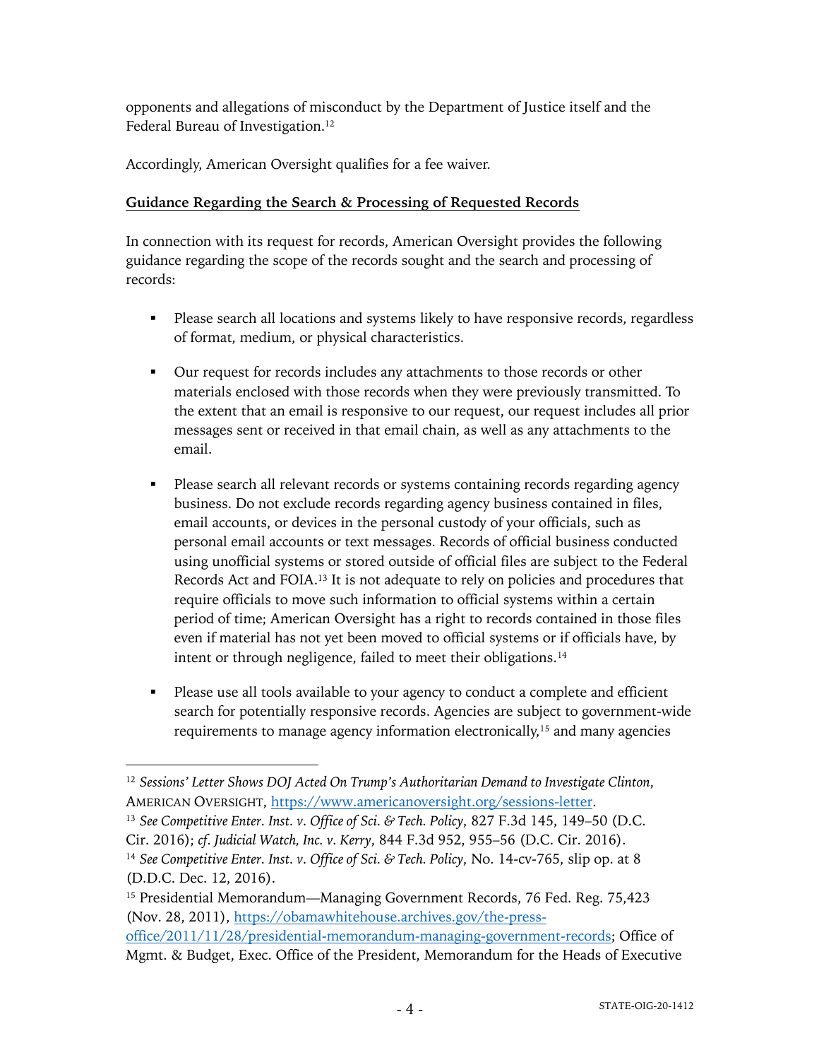opponents and allegations of misconduct by the Department of Justice itself and the Federal Bureau of Investigation.[12]

Accordingly, American Oversight qualifies for a fee waiver.

**Guidance Regarding the Search & Processing of Requested Records**

In connection with its request for records, American Oversight provides the following guidance regarding the scope of the records sought and the search and processing of records:

- Please search all locations and systems likely to have responsive records, regardless of format, medium, or physical characteristics.

- Our request for records includes any attachments to those records or other materials enclosed with those records when they were previously transmitted. To the extent that an email is responsive to our request, our request includes all prior messages sent or received in that email chain, as well as any attachments to the email.

- Please search all relevant records or systems containing records regarding agency business. Do not exclude records regarding agency business contained in files, email accounts, or devices in the personal custody of your officials, such as personal email accounts or text messages. Records of official business conducted using unofficial systems or stored outside of official files are subject to the Federal Records Act and FOIA.[13] It is not adequate to rely on policies and procedures that require officials to move such information to official systems within a certain period of time; American Oversight has a right to records contained in those files even if material has not yet been moved to official systems or if officials have, by intent or through negligence, failed to meet their obligations.[14]

- Please use all tools available to your agency to conduct a complete and efficient search for potentially responsive records. Agencies are subject to government-wide requirements to manage agency information electronically,[15] and many agencies

---

[12] *Sessions' Letter Shows DOJ Acted On Trump's Authoritarian Demand to Investigate Clinton*, AMERICAN OVERSIGHT, https://www.americanoversight.org/sessions-letter.

[13] *See Competitive Enter. Inst. v. Office of Sci. & Tech. Policy*, 827 F.3d 145, 149–50 (D.C. Cir. 2016); *cf. Judicial Watch, Inc. v. Kerry*, 844 F.3d 952, 955–56 (D.C. Cir. 2016).

[14] *See Competitive Enter. Inst. v. Office of Sci. & Tech. Policy*, No. 14-cv-765, slip op. at 8 (D.D.C. Dec. 12, 2016).

[15] Presidential Memorandum—Managing Government Records, 76 Fed. Reg. 75,423 (Nov. 28, 2011), https://obamawhitehouse.archives.gov/the-press-office/2011/11/28/presidential-memorandum-managing-government-records; Office of Mgmt. & Budget, Exec. Office of the President, Memorandum for the Heads of Executive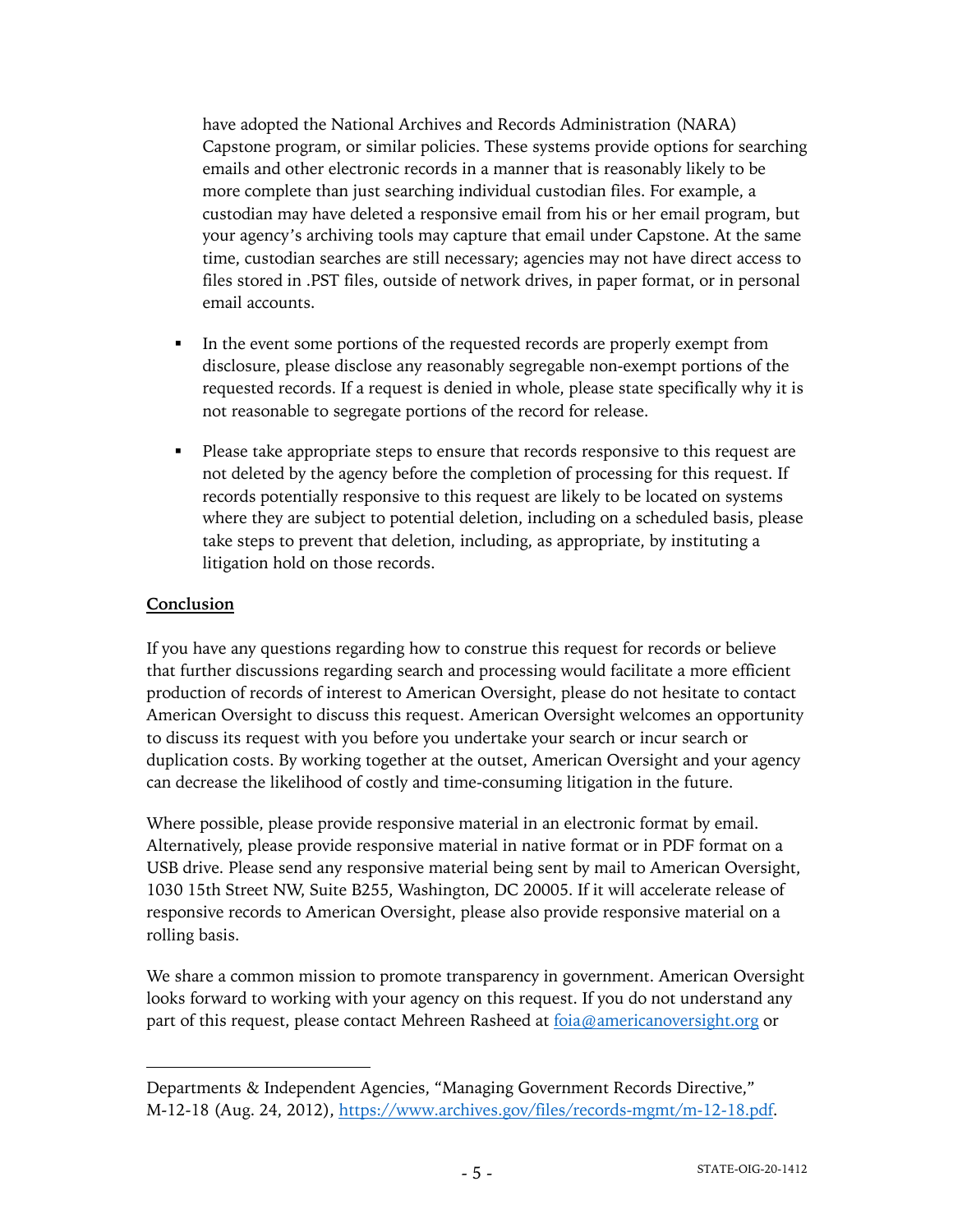have adopted the National Archives and Records Administration (NARA) Capstone program, or similar policies. These systems provide options for searching emails and other electronic records in a manner that is reasonably likely to be more complete than just searching individual custodian files. For example, a custodian may have deleted a responsive email from his or her email program, but your agency's archiving tools may capture that email under Capstone. At the same time, custodian searches are still necessary; agencies may not have direct access to files stored in .PST files, outside of network drives, in paper format, or in personal email accounts.

- In the event some portions of the requested records are properly exempt from disclosure, please disclose any reasonably segregable non-exempt portions of the requested records. If a request is denied in whole, please state specifically why it is not reasonable to segregate portions of the record for release.

- Please take appropriate steps to ensure that records responsive to this request are not deleted by the agency before the completion of processing for this request. If records potentially responsive to this request are likely to be located on systems where they are subject to potential deletion, including on a scheduled basis, please take steps to prevent that deletion, including, as appropriate, by instituting a litigation hold on those records.

## Conclusion

If you have any questions regarding how to construe this request for records or believe that further discussions regarding search and processing would facilitate a more efficient production of records of interest to American Oversight, please do not hesitate to contact American Oversight to discuss this request. American Oversight welcomes an opportunity to discuss its request with you before you undertake your search or incur search or duplication costs. By working together at the outset, American Oversight and your agency can decrease the likelihood of costly and time-consuming litigation in the future.

Where possible, please provide responsive material in an electronic format by email. Alternatively, please provide responsive material in native format or in PDF format on a USB drive. Please send any responsive material being sent by mail to American Oversight, 1030 15th Street NW, Suite B255, Washington, DC 20005. If it will accelerate release of responsive records to American Oversight, please also provide responsive material on a rolling basis.

We share a common mission to promote transparency in government. American Oversight looks forward to working with your agency on this request. If you do not understand any part of this request, please contact Mehreen Rasheed at [foia@americanoversight.org](mailto:foia@americanoversight.org) or

---

Departments & Independent Agencies, "Managing Government Records Directive," M-12-18 (Aug. 24, 2012), [https://www.archives.gov/files/records-mgmt/m-12-18.pdf](https://www.archives.gov/files/records-mgmt/m-12-18.pdf).

STATE-OIG-20-1412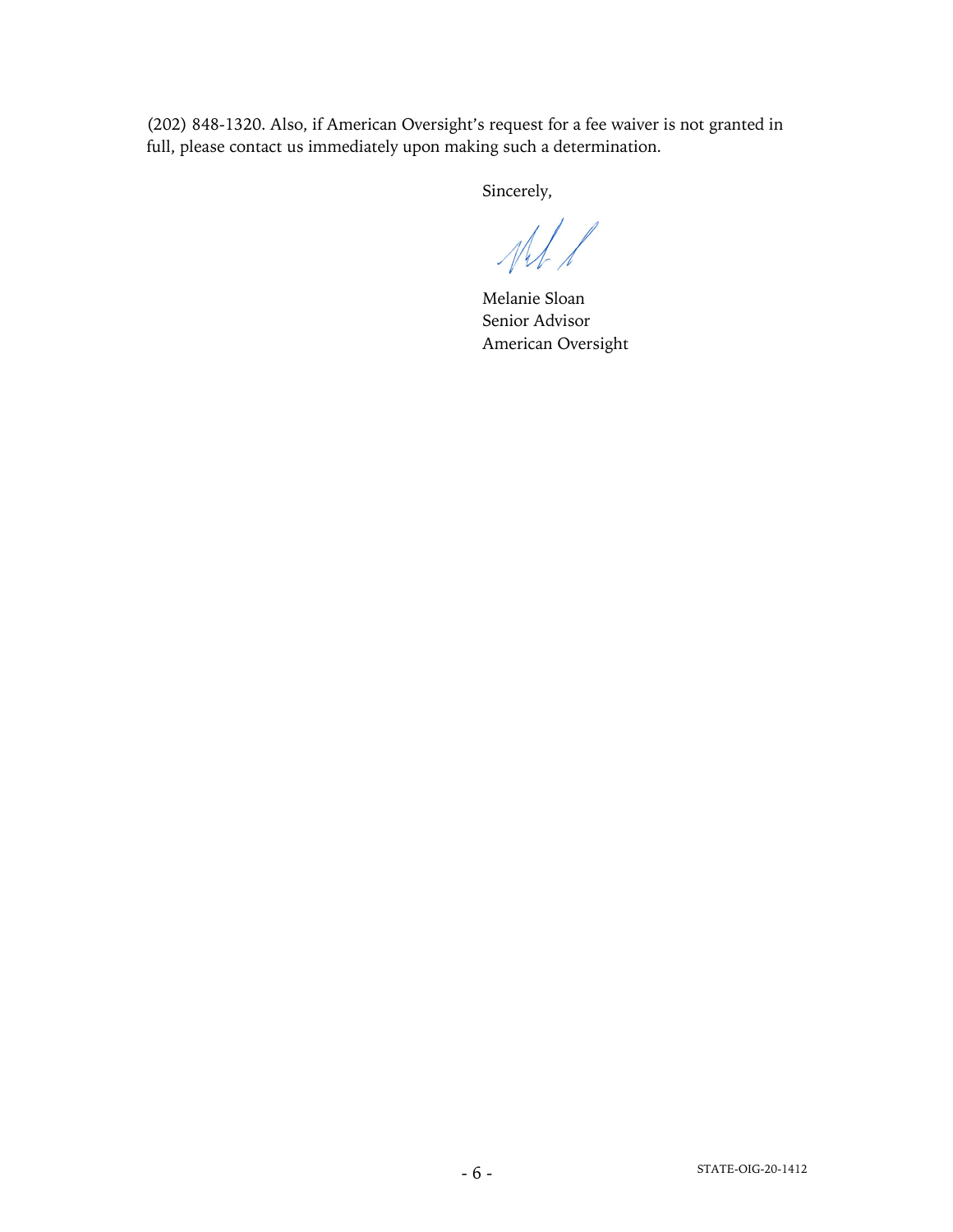(202) 848-1320. Also, if American Oversight's request for a fee waiver is not granted in full, please contact us immediately upon making such a determination.

Sincerely,

Melanie Sloan
Senior Advisor
American Oversight